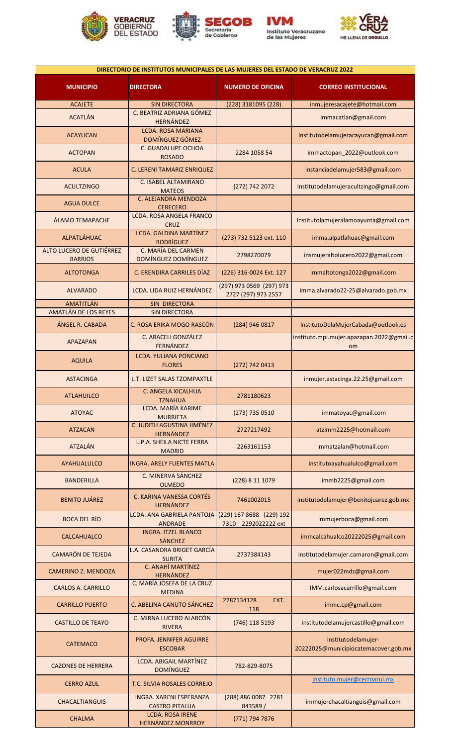VERACRUZ GOBIERNO DEL ESTADO | SEGOB Secretaría de Gobierno | IVM Instituto Veracruzano de las Mujeres | VERACRUZ ME LLENA DE ORGULLO

## DIRECTORIO DE INSTITUTOS MUNICIPALES DE LAS MUJERES DEL ESTADO DE VERACRUZ 2022

| MUNICIPIO | DIRECTORA | NUMERO DE OFICINA | CORREO INSTITUCIONAL |
|---|---|---|---|
| ACAJETE | SIN DIRECTORA | (228) 3181095 (228) | inmujeresacajete@hotmail.com |
| ACATLÁN | C. BEATRIZ ADRIANA GÓMEZ HERNÁNDEZ | | immacatlan@gmail.com |
| ACAYUCAN | LCDA. ROSA MARIANA DOMÍNGUEZ GÓMEZ | | Institutodelamujeracayucan@gmail.com |
| ACTOPAN | C. GUADALUPE OCHOA ROSADO | 2284 1058 54 | immactopan_2022@outlook.com |
| ACULA | C. LERENI TAMARIZ ENRIQUEZ | | instanciadelamujer583@gmail.com |
| ACULTZINGO | C. ISABEL ALTAMIRANO MATEOS | (272) 742 2072 | institutodelamujeracultzingo@gmail.com |
| AGUA DULCE | C. ALEJANDRA MENDOZA CERECERO | | |
| ÁLAMO TEMAPACHE | LCDA. ROSA ANGELA FRANCO CRUZ | | Institutolamujeralamoayunta@gmail.com |
| ALPATLÁHUAC | LCDA. GALDINA MARTÍNEZ RODRÍGUEZ | (273) 732 5123 ext. 110 | imma.alpatlahuac@gmail.com |
| ALTO LUCERO DE GUTIÉRREZ BARRIOS | C. MARÍA DEL CARMEN DOMÍNGUEZ DOMÍNGUEZ | 2798270079 | insmujeraltolucero2022@gmail.com |
| ALTOTONGA | C. ERENDIRA CARRILES DÍAZ | (226) 316-0024 Ext. 127 | immaltotonga2022@gmail.com |
| ALVARADO | LCDA. LIDA RUIZ HERNÁNDEZ | (297) 973 0569 (297) 973 2727 (297) 973 2557 | imma.alvarado22-25@alvarado.gob.mx |
| AMATITLÁN | SIN DIRECTORA | | |
| AMATLÁN DE LOS REYES | SIN DIRECTORA | | |
| ÁNGEL R. CABADA | C. ROSA ERIKA MOGO RASCÓN | (284) 946 0817 | InstitutoDelaMujerCabada@outlook.es |
| APAZAPAN | C. ARACELI GONZÁLEZ FERNÁNDEZ | | instituto.mpl.mujer.apazapan.2022@gmail.com |
| AQUILA | LCDA. YULIANA PONCIANO FLORES | (272) 742 0413 | |
| ASTACINGA | L.T. LIZET SALAS TZOMPAXTLE | | inmujer.astacinga.22.25@gmail.com |
| ATLAHUILCO | C. ANGELA XICALHUA TZNAHUA | 2781180623 | |
| ATOYAC | LCDA. MARÍA KARIME MURRIETA | (273) 735 0510 | immatoyac@gmail.com |
| ATZACAN | C. JUDITH AGUSTINA JIMÉNEZ HERNÁNDEZ | 2727217492 | atzimm2225@hotmail.com |
| ATZALÁN | L.P.A. SHEILA NICTE FERRA MADRID | 2263161153 | immatzalan@hotmail.com |
| AYAHUALULCO | INGRA. ARELY FUENTES MATLA | | institutoayahualulco@gmail.com |
| BANDERILLA | C. MINERVA SÁNCHEZ OLMEDO | (228) 8 11 1079 | immb2225@gmail.com |
| BENITO JUÁREZ | C. KARINA VANESSA CORTÉS HERNÁNDEZ | 7461002015 | institutodelamujer@benitojuarez.gob.mx |
| BOCA DEL RÍO | LCDA. ANA GABRIELA PANTOJA ANDRADE | (229) 167 8688 (229) 192 7310 2292022222 ext | immujerboca@gmail.com |
| CALCAHUALCO | INGRA. ITZEL BLANCO SÁNCHEZ | | immcalcahualco20222025@gmail.com |
| CAMARÓN DE TEJEDA | L.A. CASANDRA BRIGET GARCÍA SURITA | 2737384143 | institutodelamujer.camaron@gmail.com |
| CAMERINO Z. MENDOZA | C. ANAHÍ MARTÍNEZ HERNÁNDEZ | | mujer022mdz@gmail.com |
| CARLOS A. CARRILLO | C. MARÍA JOSEFA DE LA CRUZ MEDINA | | IMM.carlosacarrillo@gmail.com |
| CARRILLO PUERTO | C. ABELINA CANUTO SÁNCHEZ | 2787134128 EXT. 118 | immc.cp@gmail.com |
| CASTILLO DE TEAYO | C. MIRNA LUCERO ALARCÓN RIVERA | (746) 118 5193 | institutodelamujercastillo@gmail.com |
| CATEMACO | PROFA. JENNIFER AGUIRRE ESCOBAR | | institutodelamujer-20222025@municipiocatemacover.gob.mx |
| CAZONES DE HERRERA | LCDA. ABIGAIL MARTÍNEZ DOMÍNGUEZ | 782-829-8075 | |
| CERRO AZUL | T.C. SILVIA ROSALES CORREJO | | instituto.mujer@cerroazul.mx |
| CHACALTIANGUIS | INGRA. XARENI ESPERANZA CASTRO PITALUA | (288) 886 0087 2281 843589 / | immujerchacaltianguis@gmail.com |
| CHALMA | LCDA. ROSA IRENE HERNÁNDEZ MONRROY | (771) 794 7876 | |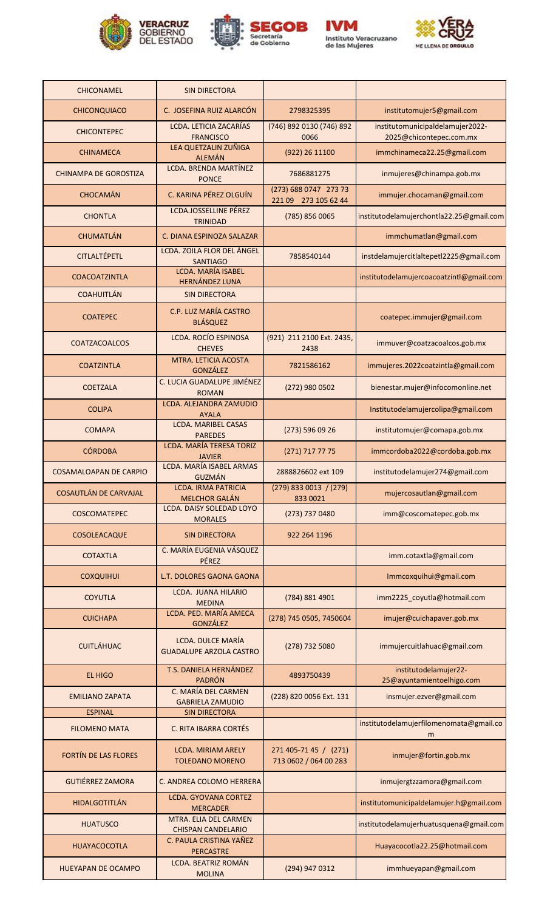| CHICONAMEL | SIN DIRECTORA | | |
|---|---|---|---|
| CHICONQUIACO | C. JOSEFINA RUIZ ALARCÓN | 2798325395 | institutomujer5@gmail.com |
| CHICONTEPEC | LCDA. LETICIA ZACARÍAS FRANCISCO | (746) 892 0130 (746) 892 0066 | institutomunicipaldelamujer2022-2025@chicontepec.com.mx |
| CHINAMECA | LEA QUETZALIN ZUÑIGA ALEMÁN | (922) 26 11100 | immchinameca22.25@gmail.com |
| CHINAMPA DE GOROSTIZA | LCDA. BRENDA MARTÍNEZ PONCE | 7686881275 | inmujeres@chinampa.gob.mx |
| CHOCAMÁN | C. KARINA PÉREZ OLGUÍN | (273) 688 0747 273 73 221 09 273 105 62 44 | immujer.chocaman@gmail.com |
| CHONTLA | LCDA.JOSSELLINE PÉREZ TRINIDAD | (785) 856 0065 | institutodelamujerchontla22.25@gmail.com |
| CHUMATLÁN | C. DIANA ESPINOZA SALAZAR | | immchumatlan@gmail.com |
| CITLALTÉPETL | LCDA. ZOILA FLOR DEL ÁNGEL SANTIAGO | 7858540144 | instdelamujercitlaltepetl2225@gmail.com |
| COACOATZINTLA | LCDA. MARÍA ISABEL HERNÁNDEZ LUNA | | institutodelamujercoacoatzintl@gmail.com |
| COAHUITLÁN | SIN DIRECTORA | | |
| COATEPEC | C.P. LUZ MARÍA CASTRO BLÁSQUEZ | | coatepec.immujer@gmail.com |
| COATZACOALCOS | LCDA. ROCÍO ESPINOSA CHEVES | (921) 211 2100 Ext. 2435, 2438 | immuver@coatzacoalcos.gob.mx |
| COATZINTLA | MTRA. LETICIA ACOSTA GONZÁLEZ | 7821586162 | immujeres.2022coatzintla@gmail.com |
| COETZALA | C. LUCIA GUADALUPE JIMÉNEZ ROMAN | (272) 980 0502 | bienestar.mujer@infocomonline.net |
| COLIPA | LCDA. ALEJANDRA ZAMUDIO AYALA | | Institutodelamujercolipa@gmail.com |
| COMAPA | LCDA. MARIBEL CASAS PAREDES | (273) 596 09 26 | institutomujer@comapa.gob.mx |
| CÓRDOBA | LCDA. MARÍA TERESA TORIZ JAVIER | (271) 717 77 75 | immcordoba2022@cordoba.gob.mx |
| COSAMALOAPAN DE CARPIO | LCDA. MARÍA ISABEL ARMAS GUZMÁN | 2888826602 ext 109 | institutodelamujer274@gmail.com |
| COSAUTLÁN DE CARVAJAL | LCDA. IRMA PATRICIA MELCHOR GALÁN | (279) 833 0013 / (279) 833 0021 | mujercosautlan@gmail.com |
| COSCOMATEPEC | LCDA. DAISY SOLEDAD LOYO MORALES | (273) 737 0480 | imm@coscomatepec.gob.mx |
| COSOLEACAQUE | SIN DIRECTORA | 922 264 1196 | |
| COTAXTLA | C. MARÍA EUGENIA VÁSQUEZ PÉREZ | | imm.cotaxtla@gmail.com |
| COXQUIHUI | L.T. DOLORES GAONA GAONA | | Immcoxquihui@gmail.com |
| COYUTLA | LCDA. JUANA HILARIO MEDINA | (784) 881 4901 | imm2225_coyutla@hotmail.com |
| CUICHAPA | LCDA. PED. MARÍA AMECA GONZÁLEZ | (278) 745 0505, 7450604 | imujer@cuichapaver.gob.mx |
| CUITLÁHUAC | LCDA. DULCE MARÍA GUADALUPE ARZOLA CASTRO | (278) 732 5080 | immujercuitlahuac@gmail.com |
| EL HIGO | T.S. DANIELA HERNÁNDEZ PADRÓN | 4893750439 | institutodelamujer22-25@ayuntamientoelhigo.com |
| EMILIANO ZAPATA | C. MARÍA DEL CARMEN GABRIELA ZAMUDIO | (228) 820 0056 Ext. 131 | insmujer.ezver@gmail.com |
| ESPINAL | SIN DIRECTORA | | |
| FILOMENO MATA | C. RITA IBARRA CORTÉS | | institutodelamujerfilomenomata@gmail.com |
| FORTÍN DE LAS FLORES | LCDA. MIRIAM ARELY TOLEDANO MORENO | 271 405-71 45 / (271) 713 0602 / 064 00 283 | inmujer@fortin.gob.mx |
| GUTIÉRREZ ZAMORA | C. ANDREA COLOMO HERRERA | | inmujergtzzamora@gmail.com |
| HIDALGOTITLÁN | LCDA. GYOVANA CORTEZ MERCADER | | institutomunicipaldelamujer.h@gmail.com |
| HUATUSCO | MTRA. ELIA DEL CARMEN CHISPAN CANDELARIO | | institutodelamujerhuatusquena@gmail.com |
| HUAYACOCOTLA | C. PAULA CRISTINA YAÑEZ PERCASTRE | | Huayacocotla22.25@hotmail.com |
| HUEYAPAN DE OCAMPO | LCDA. BEATRIZ ROMÁN MOLINA | (294) 947 0312 | immhueyapan@gmail.com |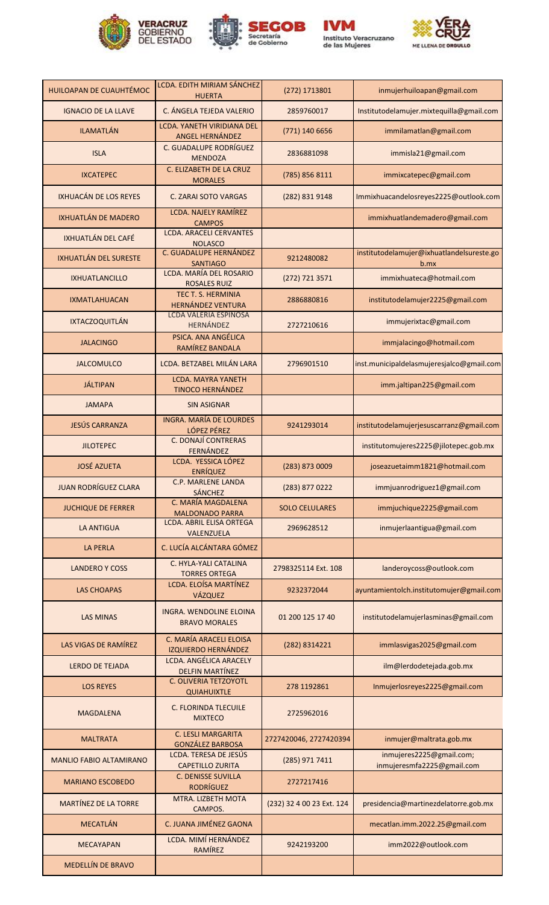| HUILOAPAN DE CUAUHTÉMOC | LCDA. EDITH MIRIAM SÁNCHEZ HUERTA | (272) 1713801 | inmujerhuiloapan@gmail.com |
|---|---|---|---|
| IGNACIO DE LA LLAVE | C. ÁNGELA TEJEDA VALERIO | 2859760017 | Institutodelamujer.mixtequilla@gmail.com |
| ILAMATLÁN | LCDA. YANETH VIRIDIANA DEL ANGEL HERNÁNDEZ | (771) 140 6656 | immilamatlan@gmail.com |
| ISLA | C. GUADALUPE RODRÍGUEZ MENDOZA | 2836881098 | immisla21@gmail.com |
| IXCATEPEC | C. ELIZABETH DE LA CRUZ MORALES | (785) 856 8111 | immixcatepec@gmail.com |
| IXHUACÁN DE LOS REYES | C. ZARAI SOTO VARGAS | (282) 831 9148 | Immixhuacandelosreyes2225@outlook.com |
| IXHUATLÁN DE MADERO | LCDA. NAJELY RAMÍREZ CAMPOS | | immixhuatlandemadero@gmail.com |
| IXHUATLÁN DEL CAFÉ | LCDA. ARACELI CERVANTES NOLASCO | | |
| IXHUATLÁN DEL SURESTE | C. GUADALUPE HERNÁNDEZ SANTIAGO | 9212480082 | institutodelamujer@ixhuatlandelsureste.gob.mx |
| IXHUATLANCILLO | LCDA. MARÍA DEL ROSARIO ROSALES RUIZ | (272) 721 3571 | immixhuateca@hotmail.com |
| IXMATLAHUACAN | TEC T. S. HERMINIA HERNÁNDEZ VENTURA | 2886880816 | institutodelamujer2225@gmail.com |
| IXTACZOQUITLÁN | LCDA VALERIA ESPINOSA HERNÁNDEZ | 2727210616 | immujerixtac@gmail.com |
| JALACINGO | PSICA. ANA ANGÉLICA RAMÍREZ BANDALA | | immjalacingo@hotmail.com |
| JALCOMULCO | LCDA. BETZABEL MILÁN LARA | 2796901510 | inst.municipaldelasmujeresjalco@gmail.com |
| JÁLTIPAN | LCDA. MAYRA YANETH TINOCO HERNÁNDEZ | | imm.jaltipan225@gmail.com |
| JAMAPA | SIN ASIGNAR | | |
| JESÚS CARRANZA | INGRA. MARÍA DE LOURDES LÓPEZ PÉREZ | 9241293014 | institutodelamujerjesuscarranz@gmail.com |
| JILOTEPEC | C. DONAJÍ CONTRERAS FERNÁNDEZ | | institutomujeres2225@jilotepec.gob.mx |
| JOSÉ AZUETA | LCDA. YESSICA LÓPEZ ENRÍQUEZ | (283) 873 0009 | joseazuetaimm1821@hotmail.com |
| JUAN RODRÍGUEZ CLARA | C.P. MARLENE LANDA SÁNCHEZ | (283) 877 0222 | immjuanrodriguez1@gmail.com |
| JUCHIQUE DE FERRER | C. MARÍA MAGDALENA MALDONADO PARRA | SOLO CELULARES | immjuchique2225@gmail.com |
| LA ANTIGUA | LCDA. ABRIL ELISA ORTEGA VALENZUELA | 2969628512 | inmujerlaantigua@gmail.com |
| LA PERLA | C. LUCÍA ALCÁNTARA GÓMEZ | | |
| LANDERO Y COSS | C. HYLA-YALI CATALINA TORRES ORTEGA | 2798325114 Ext. 108 | landeroycoss@outlook.com |
| LAS CHOAPAS | LCDA. ELOÍSA MARTÍNEZ VÁZQUEZ | 9232372044 | ayuntamientolch.institutomujer@gmail.com |
| LAS MINAS | INGRA. WENDOLINE ELOINA BRAVO MORALES | 01 200 125 17 40 | institutodelamujerlasminas@gmail.com |
| LAS VIGAS DE RAMÍREZ | C. MARÍA ARACELI ELOISA IZQUIERDO HERNÁNDEZ | (282) 8314221 | immlasvigas2025@gmail.com |
| LERDO DE TEJADA | LCDA. ANGÉLICA ARACELY DELFIN MARTÍNEZ | | ilm@lerdodetejada.gob.mx |
| LOS REYES | C. OLIVERIA TETZOYOTL QUIAHUIXTLE | 278 1192861 | Inmujerlosreyes2225@gmail.com |
| MAGDALENA | C. FLORINDA TLECUILE MIXTECO | 2725962016 | |
| MALTRATA | C. LESLI MARGARITA GONZÁLEZ BARBOSA | 2727420046, 2727420394 | inmujer@maltrata.gob.mx |
| MANLIO FABIO ALTAMIRANO | LCDA. TERESA DE JESÚS CAPETILLO ZURITA | (285) 971 7411 | inmujeres2225@gmail.com; inmujeresmfa2225@gmail.com |
| MARIANO ESCOBEDO | C. DENISSE SUVILLA RODRÍGUEZ | 2727217416 | |
| MARTÍNEZ DE LA TORRE | MTRA. LIZBETH MOTA CAMPOS. | (232) 32 4 00 23 Ext. 124 | presidencia@martinezdelatorre.gob.mx |
| MECATLÁN | C. JUANA JIMÉNEZ GAONA | | mecatlan.imm.2022.25@gmail.com |
| MECAYAPAN | LCDA. MIMÍ HERNÁNDEZ RAMÍREZ | 9242193200 | imm2022@outlook.com |
| MEDELLÍN DE BRAVO | | | |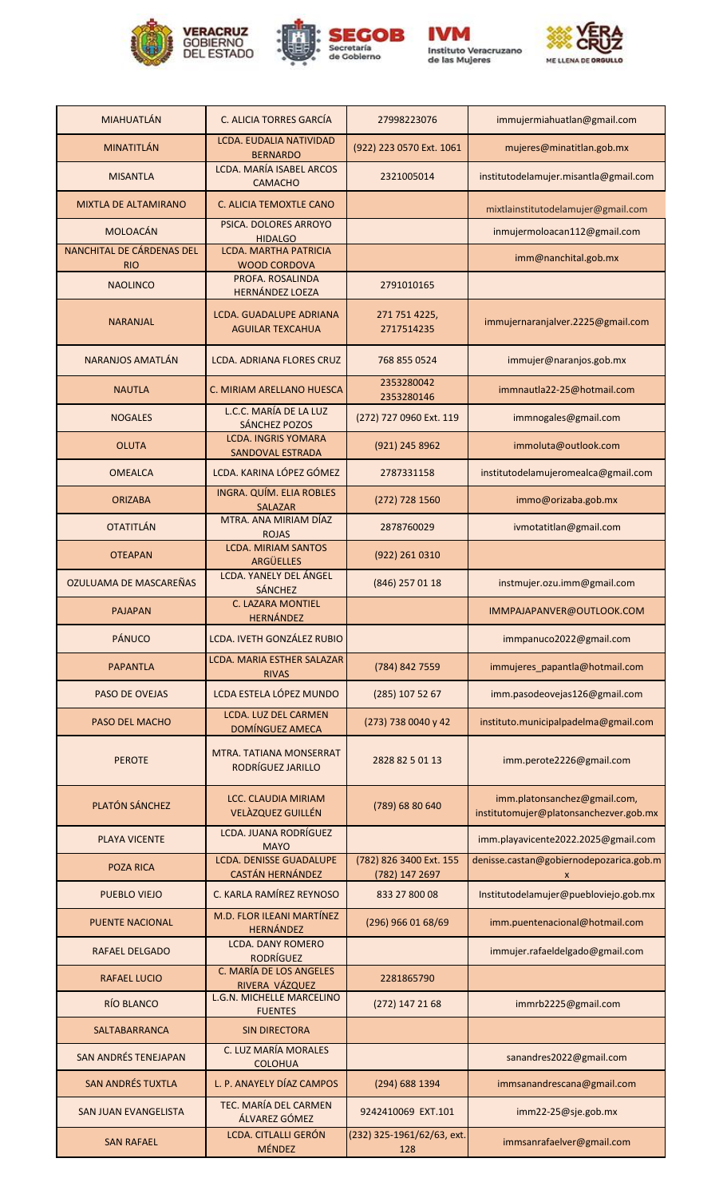| MIAHUATLÁN | C. ALICIA TORRES GARCÍA | 27998223076 | immujermiahuatlan@gmail.com |
|---|---|---|---|
| MINATITLÁN | LCDA. EUDALIA NATIVIDAD BERNARDO | (922) 223 0570 Ext. 1061 | mujeres@minatitlan.gob.mx |
| MISANTLA | LCDA. MARÍA ISABEL ARCOS CAMACHO | 2321005014 | institutodelamujer.misantla@gmail.com |
| MIXTLA DE ALTAMIRANO | C. ALICIA TEMOXTLE CANO | | mixtlainstitutodelamujer@gmail.com |
| MOLOACÁN | PSICA. DOLORES ARROYO HIDALGO | | inmujermoloacan112@gmail.com |
| NANCHITAL DE CÁRDENAS DEL RIO | LCDA. MARTHA PATRICIA WOOD CORDOVA | | imm@nanchital.gob.mx |
| NAOLINCO | PROFA. ROSALINDA HERNÁNDEZ LOEZA | 2791010165 | |
| NARANJAL | LCDA. GUADALUPE ADRIANA AGUILAR TEXCAHUA | 271 751 4225, 2717514235 | immujernaranjalver.2225@gmail.com |
| NARANJOS AMATLÁN | LCDA. ADRIANA FLORES CRUZ | 768 855 0524 | immujer@naranjos.gob.mx |
| NAUTLA | C. MIRIAM ARELLANO HUESCA | 2353280042 2353280146 | immnautla22-25@hotmail.com |
| NOGALES | L.C.C. MARÍA DE LA LUZ SÁNCHEZ POZOS | (272) 727 0960 Ext. 119 | immnogales@gmail.com |
| OLUTA | LCDA. INGRIS YOMARA SANDOVAL ESTRADA | (921) 245 8962 | immoluta@outlook.com |
| OMEALCA | LCDA. KARINA LÓPEZ GÓMEZ | 2787331158 | institutodelamujeromealca@gmail.com |
| ORIZABA | INGRA. QUÍM. ELIA ROBLES SALAZAR | (272) 728 1560 | immo@orizaba.gob.mx |
| OTATITLÁN | MTRA. ANA MIRIAM DÍAZ ROJAS | 2878760029 | ivmotatitlan@gmail.com |
| OTEAPAN | LCDA. MIRIAM SANTOS ARGÜELLES | (922) 261 0310 | |
| OZULUAMA DE MASCAREÑAS | LCDA. YANELY DEL ÁNGEL SÁNCHEZ | (846) 257 01 18 | instmujer.ozu.imm@gmail.com |
| PAJAPAN | C. LAZARA MONTIEL HERNÁNDEZ | | IMMPAJAPANVER@OUTLOOK.COM |
| PÁNUCO | LCDA. IVETH GONZÁLEZ RUBIO | | immpanuco2022@gmail.com |
| PAPANTLA | LCDA. MARIA ESTHER SALAZAR RIVAS | (784) 842 7559 | immujeres_papantla@hotmail.com |
| PASO DE OVEJAS | LCDA ESTELA LÓPEZ MUNDO | (285) 107 52 67 | imm.pasodeovejas126@gmail.com |
| PASO DEL MACHO | LCDA. LUZ DEL CARMEN DOMÍNGUEZ AMECA | (273) 738 0040 y 42 | instituto.municipalpadelma@gmail.com |
| PEROTE | MTRA. TATIANA MONSERRAT RODRÍGUEZ JARILLO | 2828 82 5 01 13 | imm.perote2226@gmail.com |
| PLATÓN SÁNCHEZ | LCC. CLAUDIA MIRIAM VELÀZQUEZ GUILLÉN | (789) 68 80 640 | imm.platonsanchez@gmail.com, institutomujer@platonsanchezver.gob.mx |
| PLAYA VICENTE | LCDA. JUANA RODRÍGUEZ MAYO | | imm.playavicente2022.2025@gmail.com |
| POZA RICA | LCDA. DENISSE GUADALUPE CASTÁN HERNÁNDEZ | (782) 826 3400 Ext. 155 (782) 147 2697 | denisse.castan@gobiernodepozarica.gob.mx |
| PUEBLO VIEJO | C. KARLA RAMÍREZ REYNOSO | 833 27 800 08 | Institutodelamujer@puebloviejo.gob.mx |
| PUENTE NACIONAL | M.D. FLOR ILEANI MARTÍNEZ HERNÁNDEZ | (296) 966 01 68/69 | imm.puentenacional@hotmail.com |
| RAFAEL DELGADO | LCDA. DANY ROMERO RODRÍGUEZ | | immujer.rafaeldelgado@gmail.com |
| RAFAEL LUCIO | C. MARÍA DE LOS ANGELES RIVERA VÁZQUEZ | 2281865790 | |
| RÍO BLANCO | L.G.N. MICHELLE MARCELINO FUENTES | (272) 147 21 68 | immrb2225@gmail.com |
| SALTABARRANCA | SIN DIRECTORA | | |
| SAN ANDRÉS TENEJAPAN | C. LUZ MARÍA MORALES COLOHUA | | sanandres2022@gmail.com |
| SAN ANDRÉS TUXTLA | L. P. ANAYELY DÍAZ CAMPOS | (294) 688 1394 | immsanandrescana@gmail.com |
| SAN JUAN EVANGELISTA | TEC. MARÍA DEL CARMEN ÁLVAREZ GÓMEZ | 9242410069 EXT.101 | imm22-25@sje.gob.mx |
| SAN RAFAEL | LCDA. CITLALLI GERÓN MÉNDEZ | (232) 325-1961/62/63, ext. 128 | immsanrafaelver@gmail.com |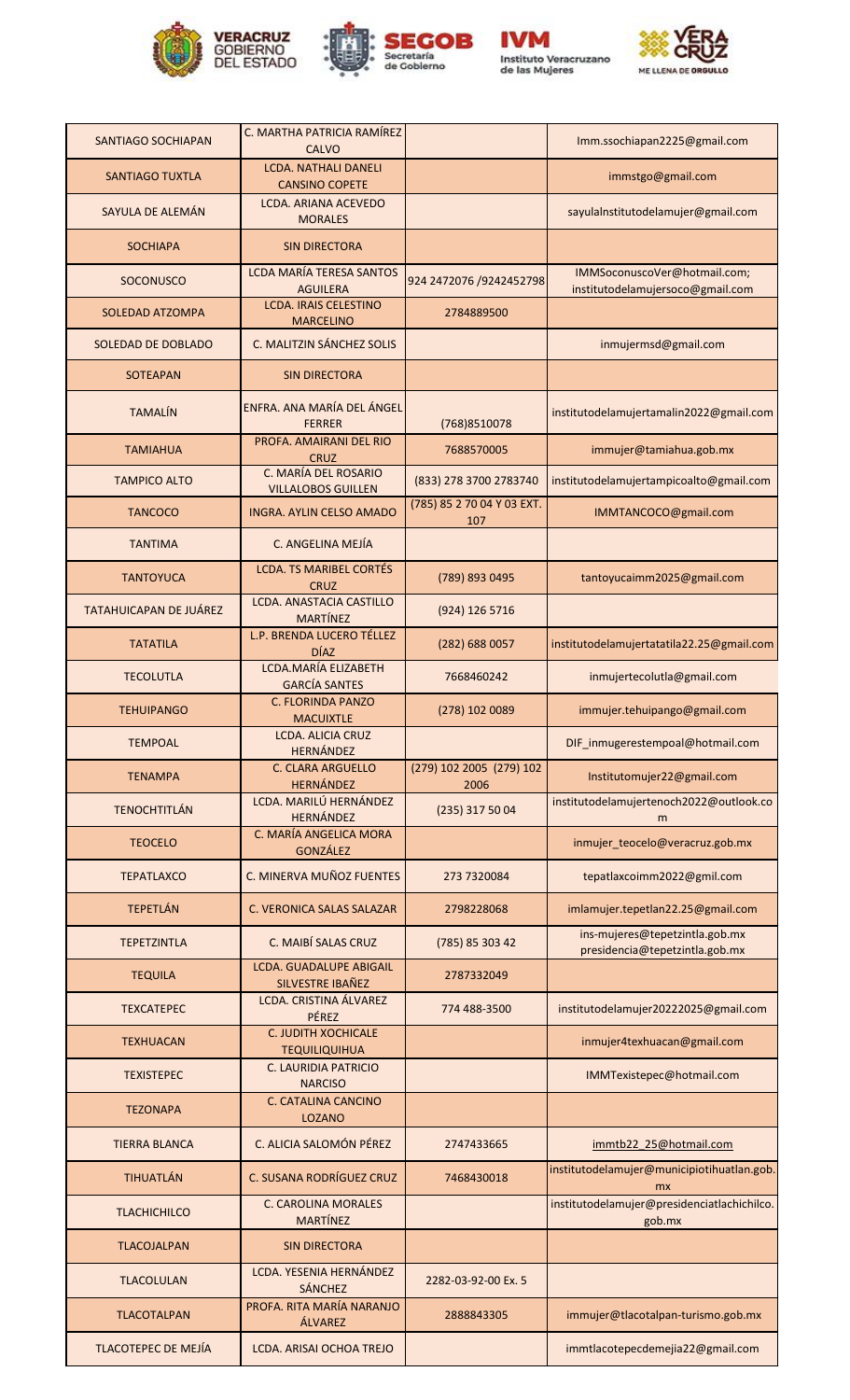| SANTIAGO SOCHIAPAN | C. MARTHA PATRICIA RAMÍREZ CALVO | | Imm.ssochiapan2225@gmail.com |
|---|---|---|---|
| SANTIAGO TUXTLA | LCDA. NATHALI DANELI CANSINO COPETE | | immstg@gmail.com |
| SAYULA DE ALEMÁN | LCDA. ARIANA ACEVEDO MORALES | | sayulaInstitutodelamujer@gmail.com |
| SOCHIAPA | SIN DIRECTORA | | |
| SOCONUSCO | LCDA MARÍA TERESA SANTOS AGUILERA | 924 2472076 /9242452798 | IMMSoconuscoVer@hotmail.com; institutodelamujersoco@gmail.com |
| SOLEDAD ATZOMPA | LCDA. IRAIS CELESTINO MARCELINO | 2784889500 | |
| SOLEDAD DE DOBLADO | C. MALITZIN SÁNCHEZ SOLIS | | inmujermsd@gmail.com |
| SOTEAPAN | SIN DIRECTORA | | |
| TAMALÍN | ENFRA. ANA MARÍA DEL ÁNGEL FERRER | (768)8510078 | institutodelamujertamalin2022@gmail.com |
| TAMIAHUA | PROFA. AMAIRANI DEL RIO CRUZ | 7688570005 | immujer@tamiahua.gob.mx |
| TAMPICO ALTO | C. MARÍA DEL ROSARIO VILLALOBOS GUILLEN | (833) 278 3700 2783740 | institutodelamujertampicoalto@gmail.com |
| TANCOCO | INGRA. AYLIN CELSO AMADO | (785) 85 2 70 04 Y 03 EXT. 107 | IMMTANCOCO@gmail.com |
| TANTIMA | C. ANGELINA MEJÍA | | |
| TANTOYUCA | LCDA. TS MARIBEL CORTÉS CRUZ | (789) 893 0495 | tantoyucaimm2025@gmail.com |
| TATAHUICAPAN DE JUÁREZ | LCDA. ANASTACIA CASTILLO MARTÍNEZ | (924) 126 5716 | |
| TATATILA | L.P. BRENDA LUCERO TÉLLEZ DÍAZ | (282) 688 0057 | institutodelamujertatatila22.25@gmail.com |
| TECOLUTLA | LCDA.MARÍA ELIZABETH GARCÍA SANTES | 7668460242 | inmujertecolutla@gmail.com |
| TEHUIPANGO | C. FLORINDA PANZO MACUIXTLE | (278) 102 0089 | immujer.tehuipango@gmail.com |
| TEMPOAL | LCDA. ALICIA CRUZ HERNÁNDEZ | | DIF_inmugerestempoal@hotmail.com |
| TENAMPA | C. CLARA ARGUELLO HERNÁNDEZ | (279) 102 2005 (279) 102 2006 | Institutomujer22@gmail.com |
| TENOCHTITLÁN | LCDA. MARILÚ HERNÁNDEZ HERNÁNDEZ | (235) 317 50 04 | institutodelamujertenoch2022@outlook.com |
| TEOCELO | C. MARÍA ANGELICA MORA GONZÁLEZ | | inmujer_teocelo@veracruz.gob.mx |
| TEPATLAXCO | C. MINERVA MUÑOZ FUENTES | 273 7320084 | tepatlaxcoimm2022@gmil.com |
| TEPETLÁN | C. VERONICA SALAS SALAZAR | 2798228068 | imlamujer.tepetlan22.25@gmail.com |
| TEPETZINTLA | C. MAIBÍ SALAS CRUZ | (785) 85 303 42 | ins-mujeres@tepetzintla.gob.mx presidencia@tepetzintla.gob.mx |
| TEQUILA | LCDA. GUADALUPE ABIGAIL SILVESTRE IBAÑEZ | 2787332049 | |
| TEXCATEPEC | LCDA. CRISTINA ÁLVAREZ PÉREZ | 774 488-3500 | institutodelamujer20222025@gmail.com |
| TEXHUACAN | C. JUDITH XOCHICALE TEQUILIQUIHUA | | inmujer4texhuacan@gmail.com |
| TEXISTEPEC | C. LAURIDIA PATRICIO NARCISO | | IMMTexistepec@hotmail.com |
| TEZONAPA | C. CATALINA CANCINO LOZANO | | |
| TIERRA BLANCA | C. ALICIA SALOMÓN PÉREZ | 2747433665 | immtb22_25@hotmail.com |
| TIHUATLÁN | C. SUSANA RODRÍGUEZ CRUZ | 7468430018 | institutodelamujer@municipiotihuatlan.gob.mx |
| TLACHICHILCO | C. CAROLINA MORALES MARTÍNEZ | | institutodelamujer@presidenciatlachichilco.gob.mx |
| TLACOJALPAN | SIN DIRECTORA | | |
| TLACOLULAN | LCDA. YESENIA HERNÁNDEZ SÁNCHEZ | 2282-03-92-00 Ex. 5 | |
| TLACOTALPAN | PROFA. RITA MARÍA NARANJO ÁLVAREZ | 2888843305 | immujer@tlacotalpan-turismo.gob.mx |
| TLACOTEPEC DE MEJÍA | LCDA. ARISAI OCHOA TREJO | | immtlacotepecdemejia22@gmail.com |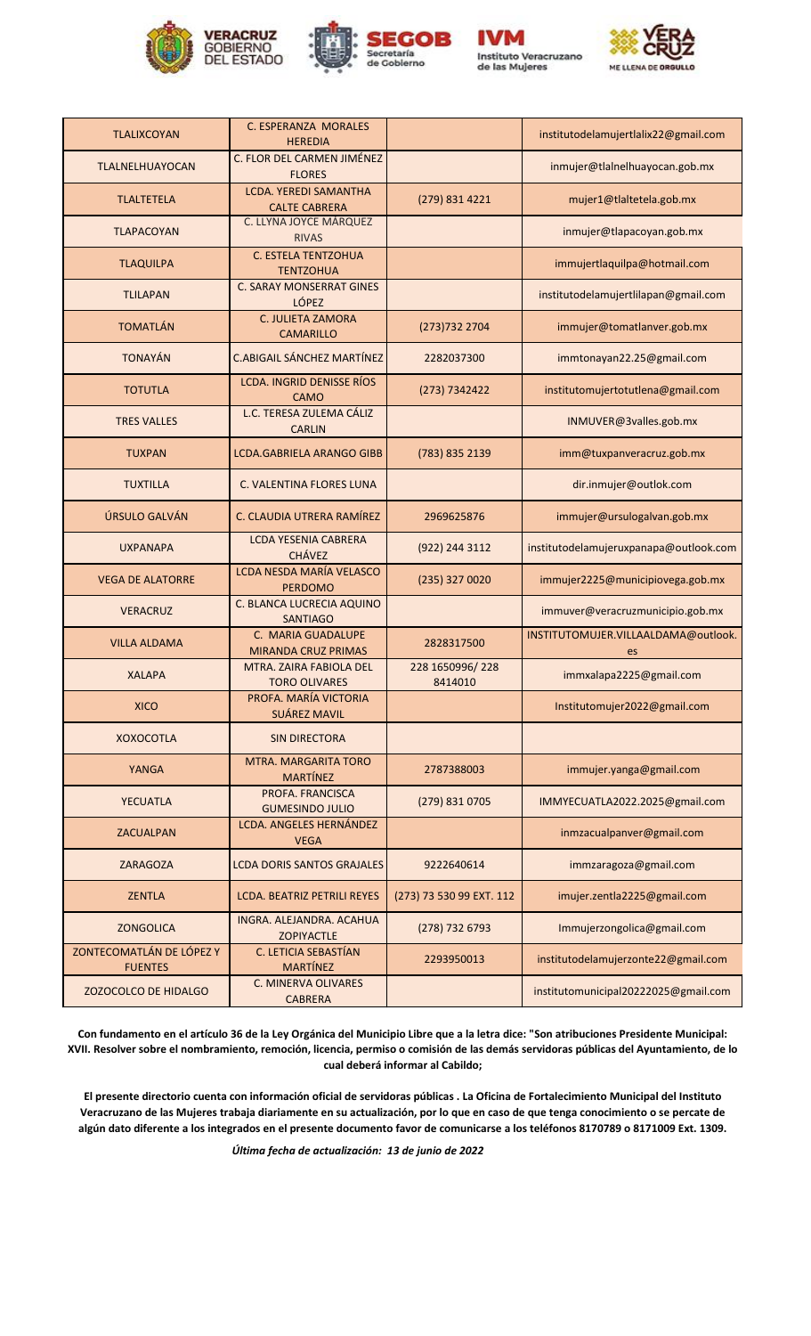| | | | |
|---|---|---|---|
| TLALIXCOYAN | C. ESPERANZA MORALES HEREDIA | | institutodelamujertlalix22@gmail.com |
| TLALNELHUAYOCAN | C. FLOR DEL CARMEN JIMÉNEZ FLORES | | inmujer@tlalnelhuayocan.gob.mx |
| TLALTETELA | LCDA. YEREDI SAMANTHA CALTE CABRERA | (279) 831 4221 | mujer1@tlaltetela.gob.mx |
| TLAPACOYAN | C. LLYNA JOYCE MÁRQUEZ RIVAS | | inmujer@tlapacoyan.gob.mx |
| TLAQUILPA | C. ESTELA TENTZOHUA TENTZOHUA | | immujertlaquilpa@hotmail.com |
| TLILAPAN | C. SARAY MONSERRAT GINES LÓPEZ | | institutodelamujertlilapan@gmail.com |
| TOMATLÁN | C. JULIETA ZAMORA CAMARILLO | (273)732 2704 | immujer@tomatlanver.gob.mx |
| TONAYÁN | C.ABIGAIL SÁNCHEZ MARTÍNEZ | 2282037300 | immtonayan22.25@gmail.com |
| TOTUTLA | LCDA. INGRID DENISSE RÍOS CAMO | (273) 7342422 | institutomujertotutlena@gmail.com |
| TRES VALLES | L.C. TERESA ZULEMA CÁLIZ CARLIN | | INMUVER@3valles.gob.mx |
| TUXPAN | LCDA.GABRIELA ARANGO GIBB | (783) 835 2139 | imm@tuxpanveracruz.gob.mx |
| TUXTILLA | C. VALENTINA FLORES LUNA | | dir.inmujer@outlok.com |
| ÚRSULO GALVÁN | C. CLAUDIA UTRERA RAMÍREZ | 2969625876 | immujer@ursulogalvan.gob.mx |
| UXPANAPA | LCDA YESENIA CABRERA CHÁVEZ | (922) 244 3112 | institutodelamujeruxpanapa@outlook.com |
| VEGA DE ALATORRE | LCDA NESDA MARÍA VELASCO PERDOMO | (235) 327 0020 | immujer2225@municipiovega.gob.mx |
| VERACRUZ | C. BLANCA LUCRECIA AQUINO SANTIAGO | | immuver@veracruzmunicipio.gob.mx |
| VILLA ALDAMA | C. MARIA GUADALUPE MIRANDA CRUZ PRIMAS | 2828317500 | INSTITUTOMUJER.VILLAALDAMA@outlook.es |
| XALAPA | MTRA. ZAIRA FABIOLA DEL TORO OLIVARES | 228 1650996/ 228 8414010 | immxalapa2225@gmail.com |
| XICO | PROFA. MARÍA VICTORIA SUÁREZ MAVIL | | Institutomujer2022@gmail.com |
| XOXOCOTLA | SIN DIRECTORA | | |
| YANGA | MTRA. MARGARITA TORO MARTÍNEZ | 2787388003 | immujer.yanga@gmail.com |
| YECUATLA | PROFA. FRANCISCA GUMESINDO JULIO | (279) 831 0705 | IMMYECUATLA2022.2025@gmail.com |
| ZACUALPAN | LCDA. ANGELES HERNÁNDEZ VEGA | | inmzacualpanver@gmail.com |
| ZARAGOZA | LCDA DORIS SANTOS GRAJALES | 9222640614 | immzaragoza@gmail.com |
| ZENTLA | LCDA. BEATRIZ PETRILI REYES | (273) 73 530 99 EXT. 112 | imujer.zentla2225@gmail.com |
| ZONGOLICA | INGRA. ALEJANDRA. ACAHUA ZOPIYACTLE | (278) 732 6793 | Immujerzongolica@gmail.com |
| ZONTECOMATLÁN DE LÓPEZ Y FUENTES | C. LETICIA SEBASTÍAN MARTÍNEZ | 2293950013 | institutodelamujerzonte22@gmail.com |
| ZOZOCOLCO DE HIDALGO | C. MINERVA OLIVARES CABRERA | | institutomunicipal20222025@gmail.com |

**Con fundamento en el artículo 36 de la Ley Orgánica del Municipio Libre que a la letra dice: "Son atribuciones Presidente Municipal: XVII. Resolver sobre el nombramiento, remoción, licencia, permiso o comisión de las demás servidoras públicas del Ayuntamiento, de lo cual deberá informar al Cabildo;**

**El presente directorio cuenta con información oficial de servidoras públicas . La Oficina de Fortalecimiento Municipal del Instituto Veracruzano de las Mujeres trabaja diariamente en su actualización, por lo que en caso de que tenga conocimiento o se percate de algún dato diferente a los integrados en el presente documento favor de comunicarse a los teléfonos 8170789 o 8171009 Ext. 1309.**

***Última fecha de actualización: 13 de junio de 2022***